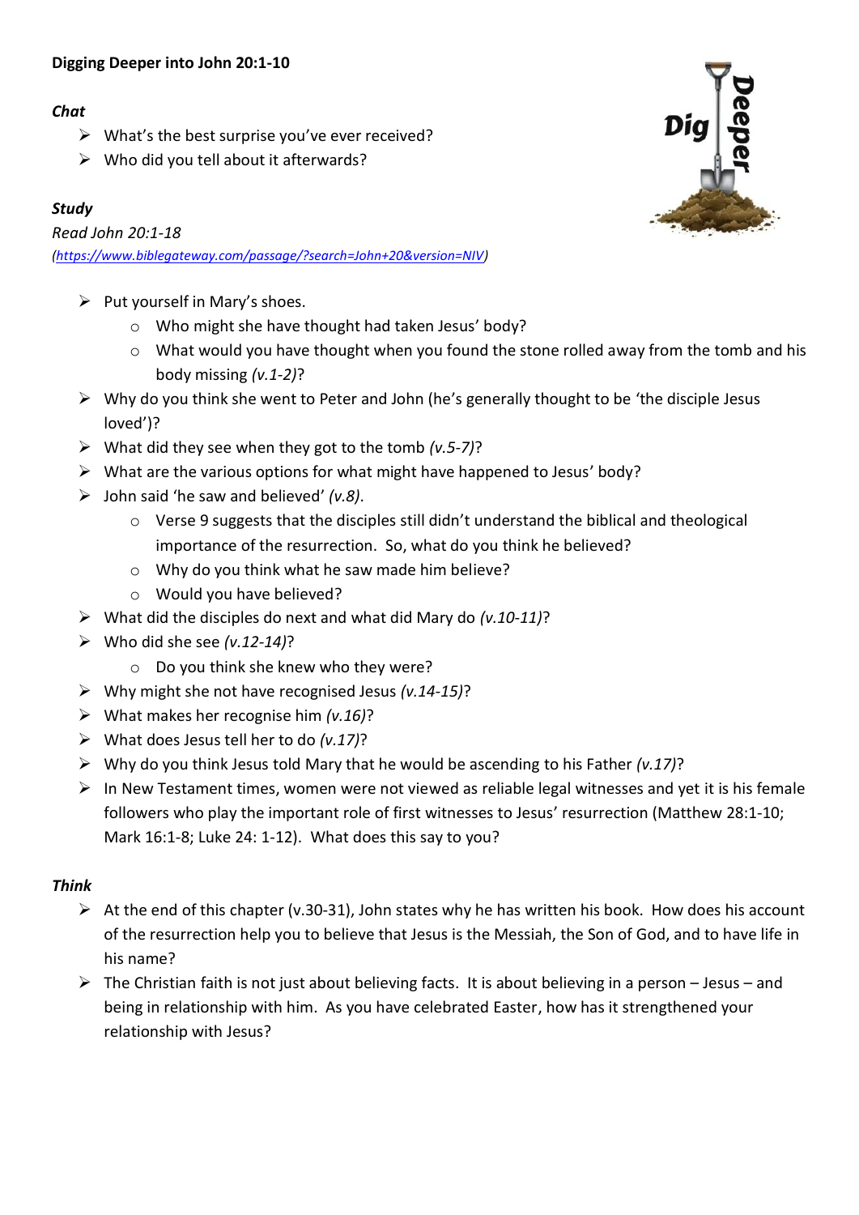**Digging Deeper into John 20:1-10**

***Chat***

- What's the best surprise you've ever received?
- Who did you tell about it afterwards?

***Study***

*Read John 20:1-18*
*(https://www.biblegateway.com/passage/?search=John+20&version=NIV)*

- Put yourself in Mary's shoes.
    - Who might she have thought had taken Jesus' body?
    - What would you have thought when you found the stone rolled away from the tomb and his body missing *(v.1-2)*?
- Why do you think she went to Peter and John (he's generally thought to be 'the disciple Jesus loved')?
- What did they see when they got to the tomb *(v.5-7)*?
- What are the various options for what might have happened to Jesus' body?
- John said 'he saw and believed' *(v.8)*.
    - Verse 9 suggests that the disciples still didn't understand the biblical and theological importance of the resurrection. So, what do you think he believed?
    - Why do you think what he saw made him believe?
    - Would you have believed?
- What did the disciples do next and what did Mary do *(v.10-11)*?
- Who did she see *(v.12-14)*?
    - Do you think she knew who they were?
- Why might she not have recognised Jesus *(v.14-15)*?
- What makes her recognise him *(v.16)*?
- What does Jesus tell her to do *(v.17)*?
- Why do you think Jesus told Mary that he would be ascending to his Father *(v.17)*?
- In New Testament times, women were not viewed as reliable legal witnesses and yet it is his female followers who play the important role of first witnesses to Jesus' resurrection (Matthew 28:1-10; Mark 16:1-8; Luke 24: 1-12). What does this say to you?

***Think***

- At the end of this chapter (v.30-31), John states why he has written his book. How does his account of the resurrection help you to believe that Jesus is the Messiah, the Son of God, and to have life in his name?
- The Christian faith is not just about believing facts. It is about believing in a person – Jesus – and being in relationship with him. As you have celebrated Easter, how has it strengthened your relationship with Jesus?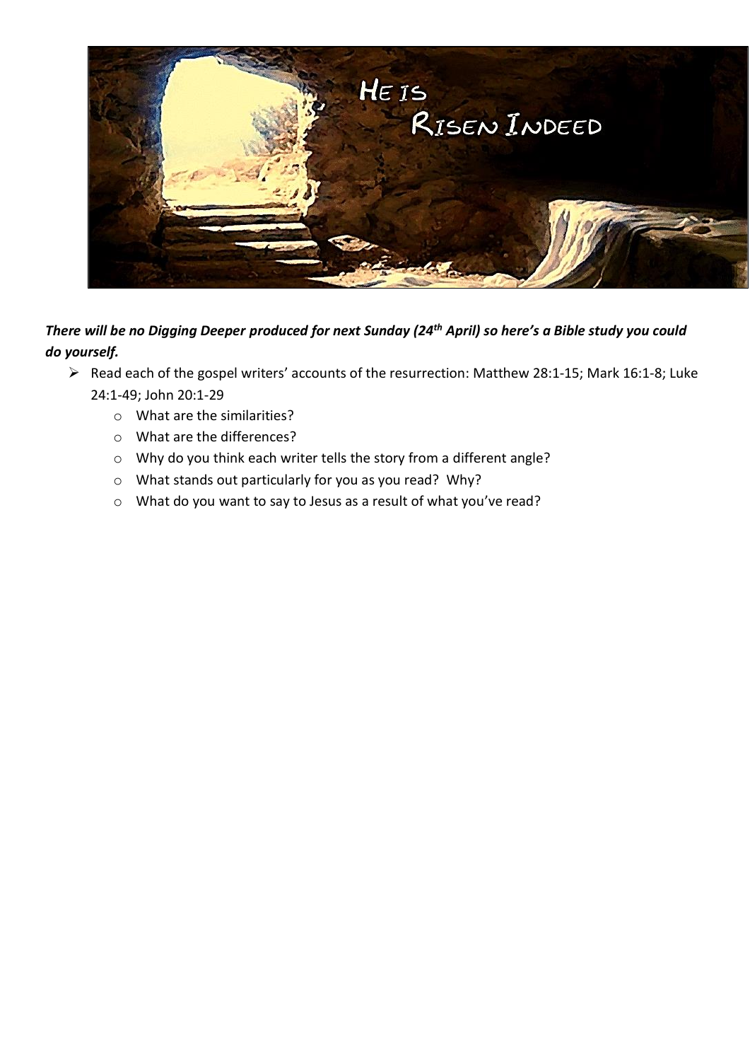***There will be no Digging Deeper produced for next Sunday (24th April) so here's a Bible study you could do yourself.***

- Read each of the gospel writers' accounts of the resurrection: Matthew 28:1-15; Mark 16:1-8; Luke 24:1-49; John 20:1-29
  - What are the similarities?
  - What are the differences?
  - Why do you think each writer tells the story from a different angle?
  - What stands out particularly for you as you read? Why?
  - What do you want to say to Jesus as a result of what you've read?